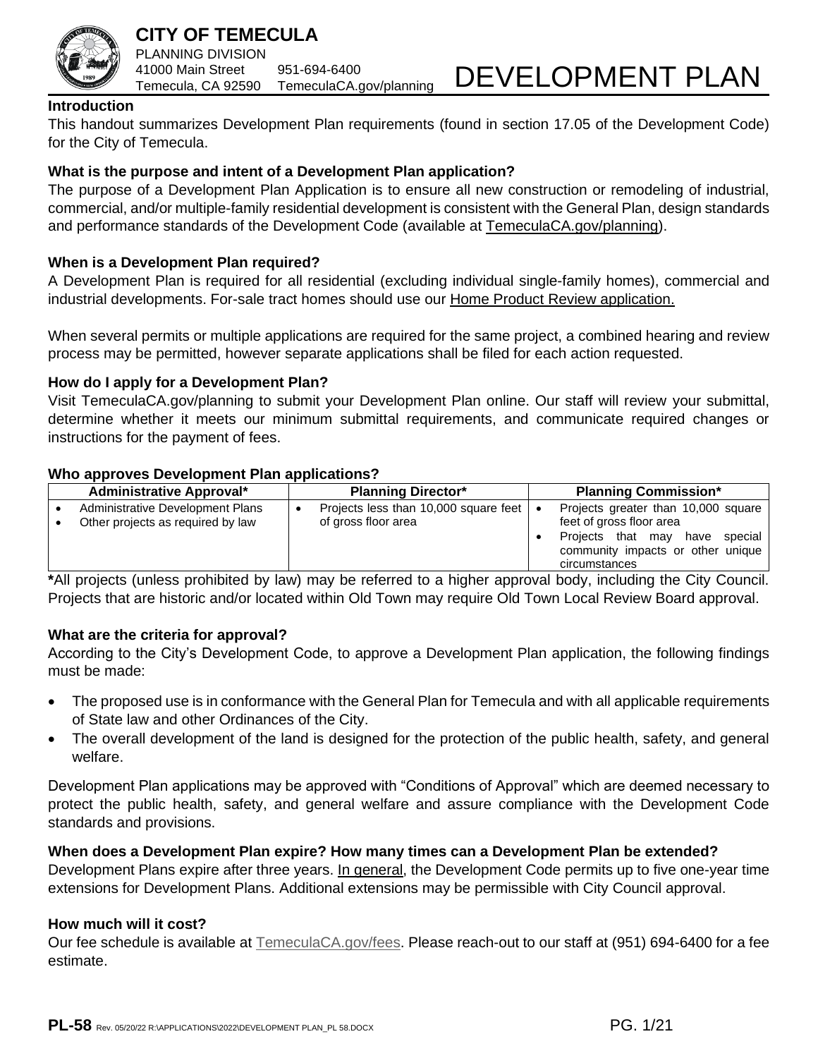# CITY OF TEMECULA

PLANNING DIVISION
41000 Main Street 951-694-6400
Temecula, CA 92590 TemeculaCA.gov/planning

# DEVELOPMENT PLAN

**Introduction**

This handout summarizes Development Plan requirements (found in section 17.05 of the Development Code) for the City of Temecula.

**What is the purpose and intent of a Development Plan application?**

The purpose of a Development Plan Application is to ensure all new construction or remodeling of industrial, commercial, and/or multiple-family residential development is consistent with the General Plan, design standards and performance standards of the Development Code (available at TemeculaCA.gov/planning).

**When is a Development Plan required?**

A Development Plan is required for all residential (excluding individual single-family homes), commercial and industrial developments. For-sale tract homes should use our Home Product Review application.

When several permits or multiple applications are required for the same project, a combined hearing and review process may be permitted, however separate applications shall be filed for each action requested.

**How do I apply for a Development Plan?**

Visit TemeculaCA.gov/planning to submit your Development Plan online. Our staff will review your submittal, determine whether it meets our minimum submittal requirements, and communicate required changes or instructions for the payment of fees.

**Who approves Development Plan applications?**

| Administrative Approval* | Planning Director* | Planning Commission* |
|---|---|---|
| • Administrative Development Plans<br>• Other projects as required by law | • Projects less than 10,000 square feet of gross floor area | • Projects greater than 10,000 square feet of gross floor area<br>• Projects that may have special community impacts or other unique circumstances |

**\***All projects (unless prohibited by law) may be referred to a higher approval body, including the City Council. Projects that are historic and/or located within Old Town may require Old Town Local Review Board approval.

**What are the criteria for approval?**

According to the City's Development Code, to approve a Development Plan application, the following findings must be made:

- The proposed use is in conformance with the General Plan for Temecula and with all applicable requirements of State law and other Ordinances of the City.
- The overall development of the land is designed for the protection of the public health, safety, and general welfare.

Development Plan applications may be approved with "Conditions of Approval" which are deemed necessary to protect the public health, safety, and general welfare and assure compliance with the Development Code standards and provisions.

**When does a Development Plan expire? How many times can a Development Plan be extended?**

Development Plans expire after three years. In general, the Development Code permits up to five one-year time extensions for Development Plans. Additional extensions may be permissible with City Council approval.

**How much will it cost?**

Our fee schedule is available at TemeculaCA.gov/fees. Please reach-out to our staff at (951) 694-6400 for a fee estimate.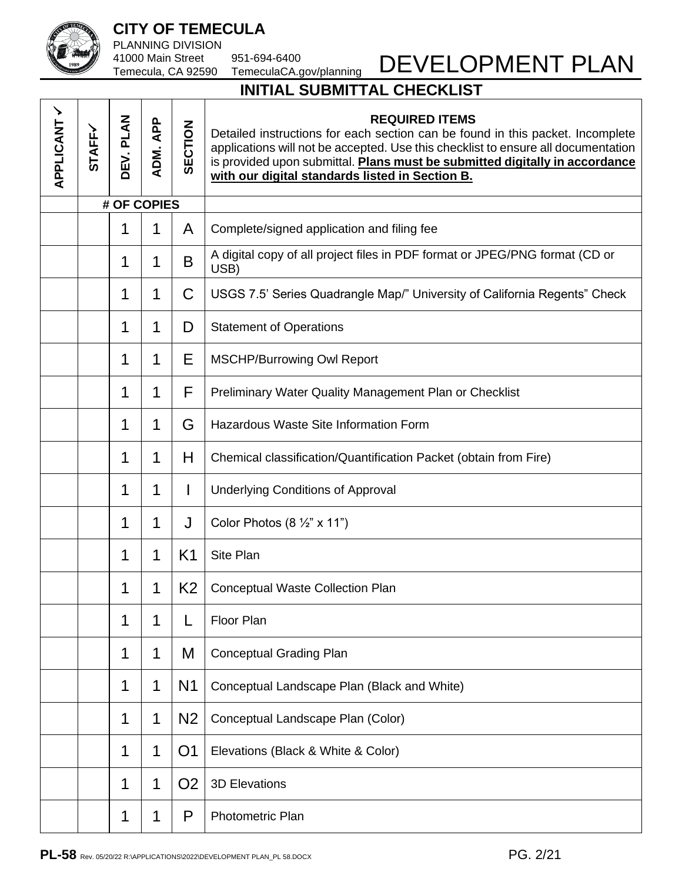# CITY OF TEMECULA

PLANNING DIVISION
41000 Main Street
Temecula, CA 92590
951-694-6400
TemeculaCA.gov/planning

# DEVELOPMENT PLAN

## INITIAL SUBMITTAL CHECKLIST

| APPLICANT ✓ | STAFF✓ | DEV. PLAN | ADM. APP | SECTION | **REQUIRED ITEMS** Detailed instructions for each section can be found in this packet. Incomplete applications will not be accepted. Use this checklist to ensure all documentation is provided upon submittal. **Plans must be submitted digitally in accordance with our digital standards listed in Section B.** |
|---|---|---|---|---|---|
| | | # OF COPIES | | | |
| | | 1 | 1 | A | Complete/signed application and filing fee |
| | | 1 | 1 | B | A digital copy of all project files in PDF format or JPEG/PNG format (CD or USB) |
| | | 1 | 1 | C | USGS 7.5' Series Quadrangle Map/" University of California Regents" Check |
| | | 1 | 1 | D | Statement of Operations |
| | | 1 | 1 | E | MSCHP/Burrowing Owl Report |
| | | 1 | 1 | F | Preliminary Water Quality Management Plan or Checklist |
| | | 1 | 1 | G | Hazardous Waste Site Information Form |
| | | 1 | 1 | H | Chemical classification/Quantification Packet (obtain from Fire) |
| | | 1 | 1 | I | Underlying Conditions of Approval |
| | | 1 | 1 | J | Color Photos (8 ½" x 11") |
| | | 1 | 1 | K1 | Site Plan |
| | | 1 | 1 | K2 | Conceptual Waste Collection Plan |
| | | 1 | 1 | L | Floor Plan |
| | | 1 | 1 | M | Conceptual Grading Plan |
| | | 1 | 1 | N1 | Conceptual Landscape Plan (Black and White) |
| | | 1 | 1 | N2 | Conceptual Landscape Plan (Color) |
| | | 1 | 1 | O1 | Elevations (Black & White & Color) |
| | | 1 | 1 | O2 | 3D Elevations |
| | | 1 | 1 | P | Photometric Plan |

**PL-58** Rev. 05/20/22 R:\APPLICATIONS\2022\DEVELOPMENT PLAN_PL 58.DOCX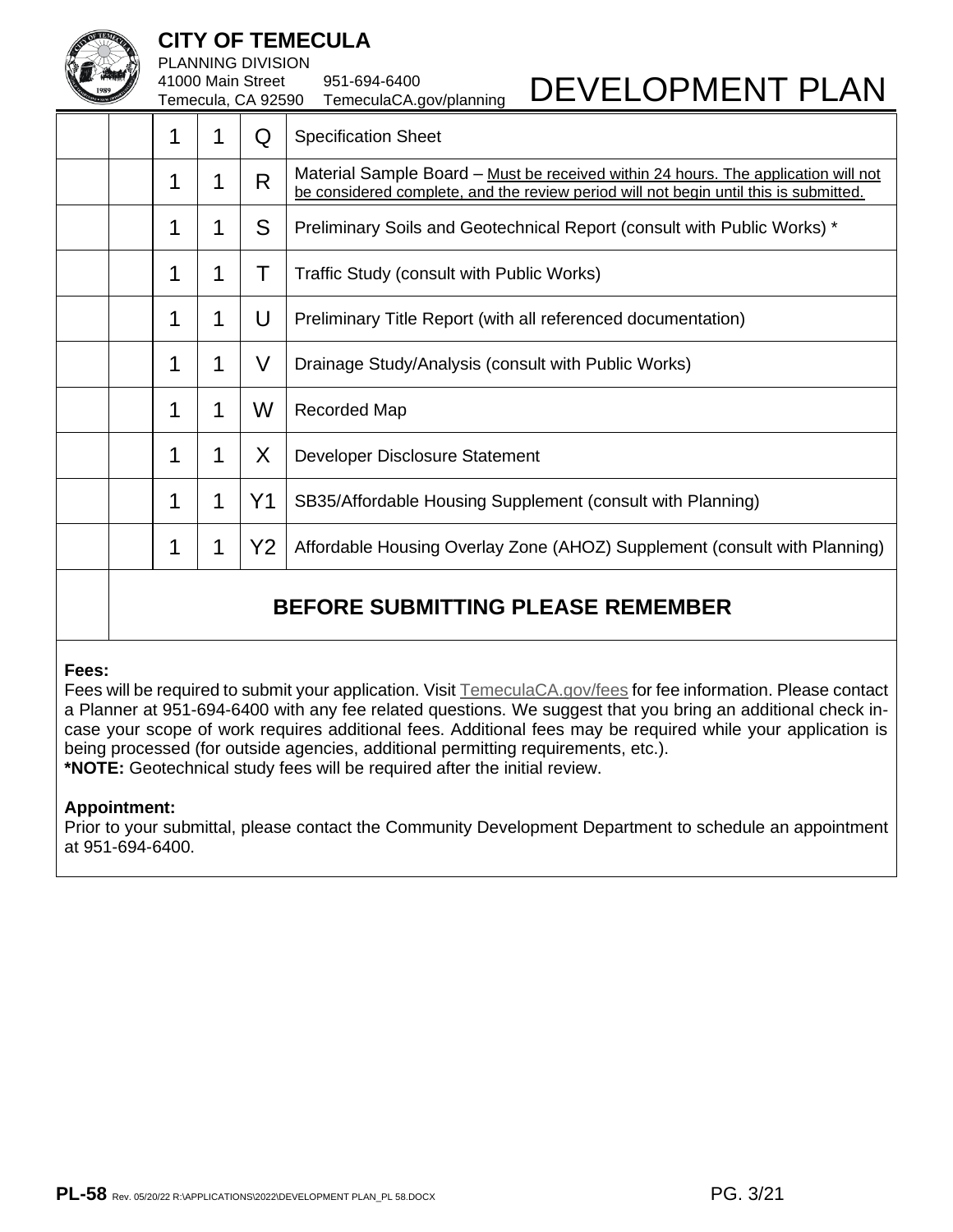# CITY OF TEMECULA

PLANNING DIVISION
41000 Main Street 951-694-6400
Temecula, CA 92590 TemeculaCA.gov/planning

# DEVELOPMENT PLAN

| | | | | | |
|---|---|---|---|---|---|
| | | 1 | 1 | Q | Specification Sheet |
| | | 1 | 1 | R | Material Sample Board – Must be received within 24 hours. The application will not be considered complete, and the review period will not begin until this is submitted. |
| | | 1 | 1 | S | Preliminary Soils and Geotechnical Report (consult with Public Works) * |
| | | 1 | 1 | T | Traffic Study (consult with Public Works) |
| | | 1 | 1 | U | Preliminary Title Report (with all referenced documentation) |
| | | 1 | 1 | V | Drainage Study/Analysis (consult with Public Works) |
| | | 1 | 1 | W | Recorded Map |
| | | 1 | 1 | X | Developer Disclosure Statement |
| | | 1 | 1 | Y1 | SB35/Affordable Housing Supplement (consult with Planning) |
| | | 1 | 1 | Y2 | Affordable Housing Overlay Zone (AHOZ) Supplement (consult with Planning) |

## BEFORE SUBMITTING PLEASE REMEMBER

**Fees:**
Fees will be required to submit your application. Visit TemeculaCA.gov/fees for fee information. Please contact a Planner at 951-694-6400 with any fee related questions. We suggest that you bring an additional check in-case your scope of work requires additional fees. Additional fees may be required while your application is being processed (for outside agencies, additional permitting requirements, etc.).
**\*NOTE:** Geotechnical study fees will be required after the initial review.

**Appointment:**
Prior to your submittal, please contact the Community Development Department to schedule an appointment at 951-694-6400.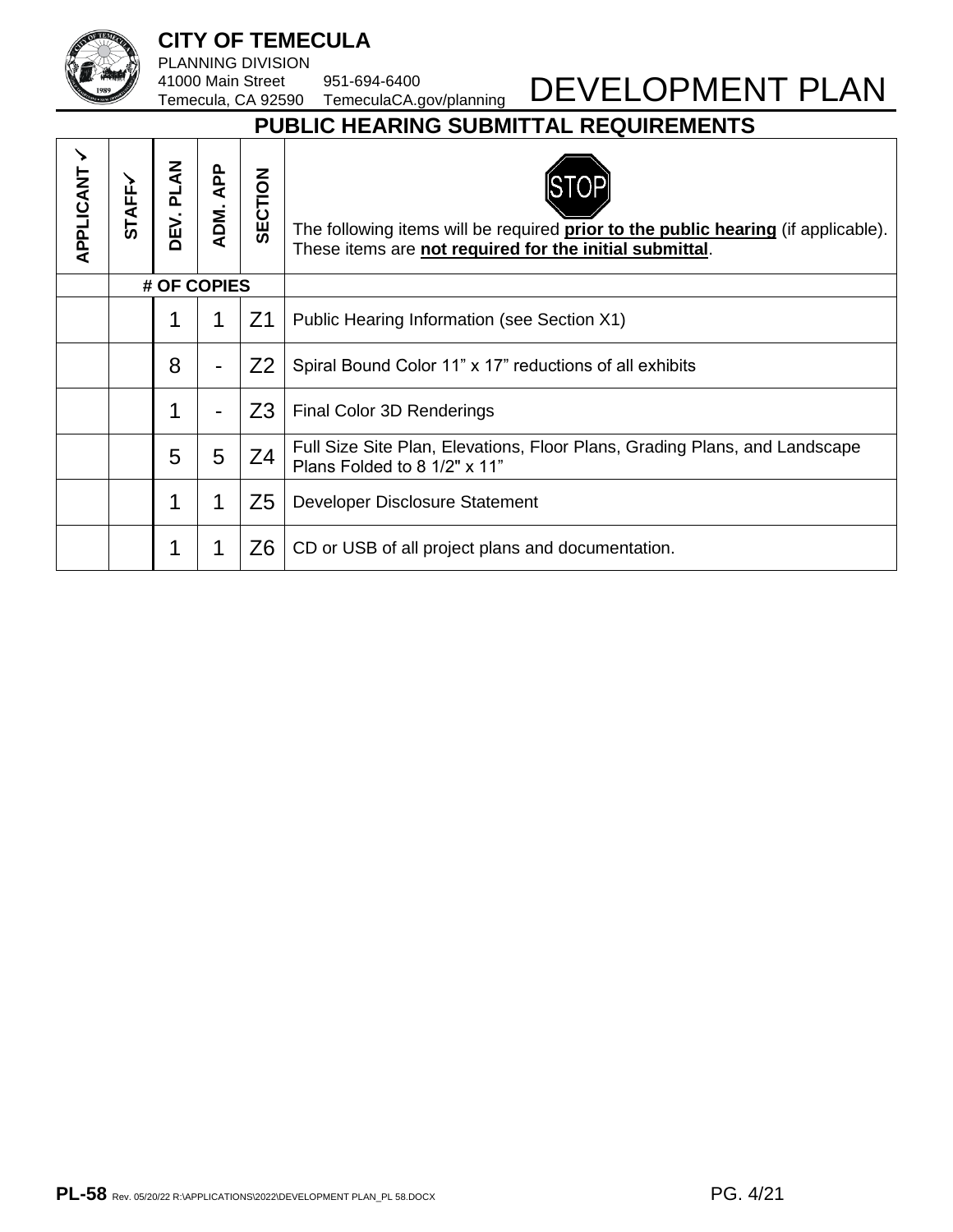**CITY OF TEMECULA**
PLANNING DIVISION
41000 Main Street 951-694-6400
Temecula, CA 92590 TemeculaCA.gov/planning

# DEVELOPMENT PLAN

## PUBLIC HEARING SUBMITTAL REQUIREMENTS

| APPLICANT ✓ | STAFF✓ | DEV. PLAN | ADM. APP | SECTION | STOP The following items will be required **prior to the public hearing** (if applicable). These items are **not required for the initial submittal**. |
|---|---|---|---|---|---|
| | **# OF COPIES** | | | | |
| | | 1 | 1 | Z1 | Public Hearing Information (see Section X1) |
| | | 8 | - | Z2 | Spiral Bound Color 11" x 17" reductions of all exhibits |
| | | 1 | - | Z3 | Final Color 3D Renderings |
| | | 5 | 5 | Z4 | Full Size Site Plan, Elevations, Floor Plans, Grading Plans, and Landscape Plans Folded to 8 1/2" x 11" |
| | | 1 | 1 | Z5 | Developer Disclosure Statement |
| | | 1 | 1 | Z6 | CD or USB of all project plans and documentation. |

**PL-58** Rev. 05/20/22 R:\APPLICATIONS\2022\DEVELOPMENT PLAN_PL 58.DOCX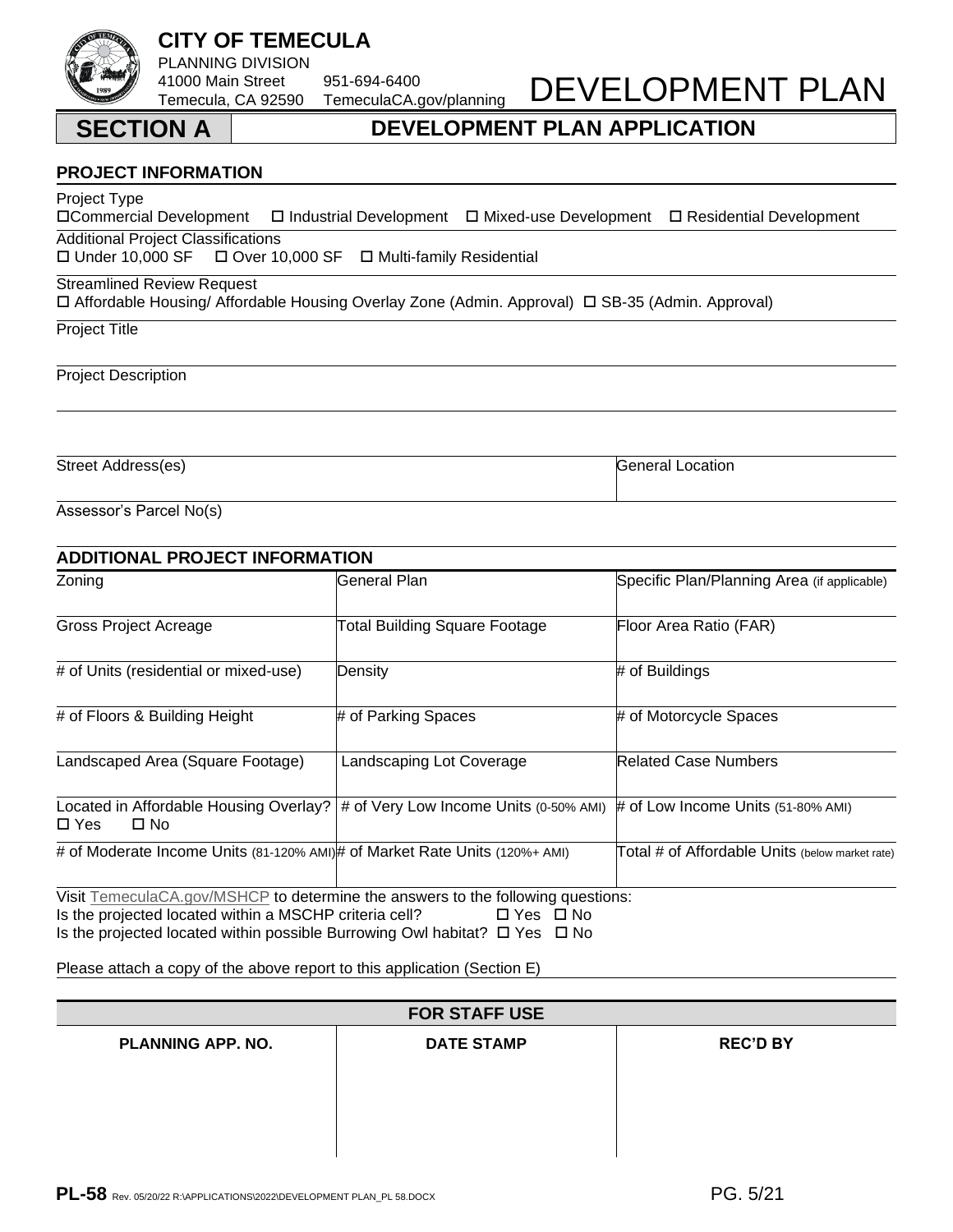# CITY OF TEMECULA

PLANNING DIVISION
41000 Main Street  951-694-6400
Temecula, CA 92590  TemeculaCA.gov/planning

# DEVELOPMENT PLAN

## SECTION A — DEVELOPMENT PLAN APPLICATION

### PROJECT INFORMATION

Project Type
☐ Commercial Development ☐ Industrial Development ☐ Mixed-use Development ☐ Residential Development

Additional Project Classifications
☐ Under 10,000 SF ☐ Over 10,000 SF ☐ Multi-family Residential

Streamlined Review Request
☐ Affordable Housing/ Affordable Housing Overlay Zone (Admin. Approval) ☐ SB-35 (Admin. Approval)

Project Title

Project Description

| Street Address(es) | General Location |
|---|---|
| | |

Assessor's Parcel No(s)

### ADDITIONAL PROJECT INFORMATION

| Zoning | General Plan | Specific Plan/Planning Area (if applicable) |
|---|---|---|
| Gross Project Acreage | Total Building Square Footage | Floor Area Ratio (FAR) |
| # of Units (residential or mixed-use) | Density | # of Buildings |
| # of Floors & Building Height | # of Parking Spaces | # of Motorcycle Spaces |
| Landscaped Area (Square Footage) | Landscaping Lot Coverage | Related Case Numbers |
| Located in Affordable Housing Overlay? ☐ Yes ☐ No | # of Very Low Income Units (0-50% AMI) | # of Low Income Units (51-80% AMI) |
| # of Moderate Income Units (81-120% AMI) | # of Market Rate Units (120%+ AMI) | Total # of Affordable Units (below market rate) |

Visit TemeculaCA.gov/MSHCP to determine the answers to the following questions:
Is the projected located within a MSCHP criteria cell? ☐ Yes ☐ No
Is the projected located within possible Burrowing Owl habitat? ☐ Yes ☐ No

Please attach a copy of the above report to this application (Section E)

| FOR STAFF USE | | |
|---|---|---|
| **PLANNING APP. NO.** | **DATE STAMP** | **REC'D BY** |
| | | |

**PL-58** Rev. 05/20/22 R:\APPLICATIONS\2022\DEVELOPMENT PLAN_PL 58.DOCX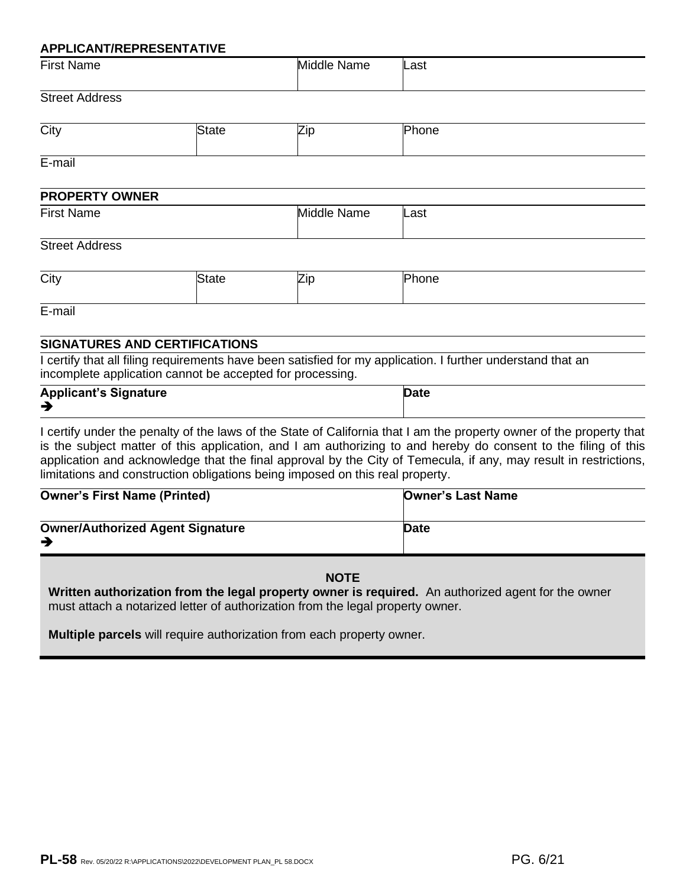## APPLICANT/REPRESENTATIVE

| First Name | | Middle Name | Last |
|---|---|---|---|
| Street Address | | | |
| City | State | Zip | Phone |
| E-mail | | | |

## PROPERTY OWNER

| First Name | | Middle Name | Last |
|---|---|---|---|
| Street Address | | | |
| City | State | Zip | Phone |
| E-mail | | | |

## SIGNATURES AND CERTIFICATIONS

I certify that all filing requirements have been satisfied for my application. I further understand that an incomplete application cannot be accepted for processing.

| **Applicant's Signature** ➔ | **Date** |
|---|---|

I certify under the penalty of the laws of the State of California that I am the property owner of the property that is the subject matter of this application, and I am authorizing to and hereby do consent to the filing of this application and acknowledge that the final approval by the City of Temecula, if any, may result in restrictions, limitations and construction obligations being imposed on this real property.

| **Owner's First Name (Printed)** | **Owner's Last Name** |
|---|---|
| **Owner/Authorized Agent Signature** ➔ | **Date** |

**NOTE**

**Written authorization from the legal property owner is required.** An authorized agent for the owner must attach a notarized letter of authorization from the legal property owner.

**Multiple parcels** will require authorization from each property owner.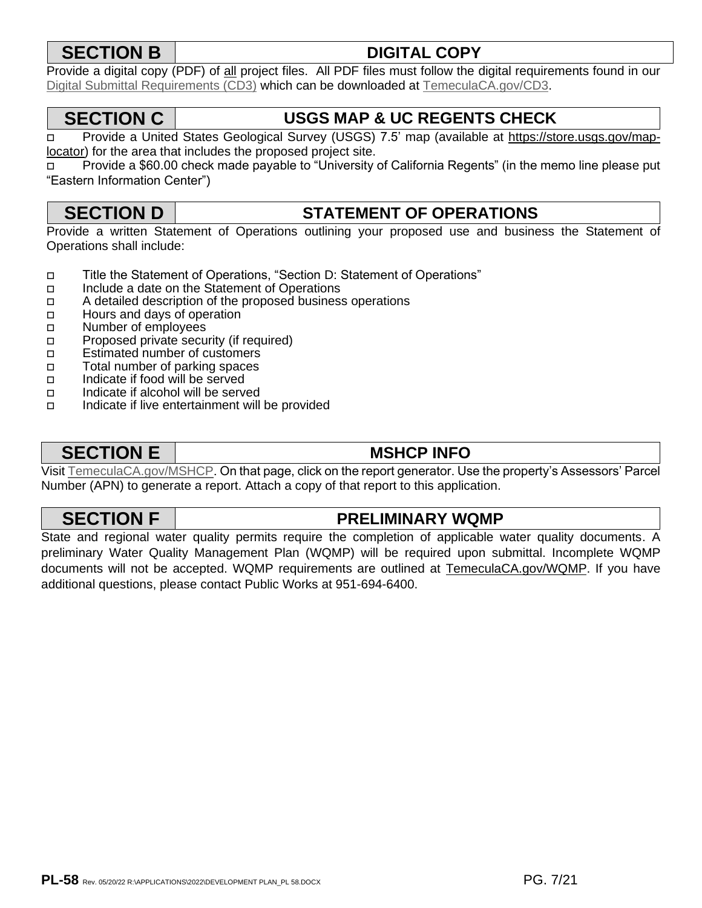## SECTION B — DIGITAL COPY

Provide a digital copy (PDF) of all project files. All PDF files must follow the digital requirements found in our Digital Submittal Requirements (CD3) which can be downloaded at TemeculaCA.gov/CD3.

## SECTION C — USGS MAP & UC REGENTS CHECK

- ☐ Provide a United States Geological Survey (USGS) 7.5' map (available at https://store.usgs.gov/map-locator) for the area that includes the proposed project site.
- ☐ Provide a $60.00 check made payable to "University of California Regents" (in the memo line please put "Eastern Information Center")

## SECTION D — STATEMENT OF OPERATIONS

Provide a written Statement of Operations outlining your proposed use and business the Statement of Operations shall include:

- ☐ Title the Statement of Operations, "Section D: Statement of Operations"
- ☐ Include a date on the Statement of Operations
- ☐ A detailed description of the proposed business operations
- ☐ Hours and days of operation
- ☐ Number of employees
- ☐ Proposed private security (if required)
- ☐ Estimated number of customers
- ☐ Total number of parking spaces
- ☐ Indicate if food will be served
- ☐ Indicate if alcohol will be served
- ☐ Indicate if live entertainment will be provided

## SECTION E — MSHCP INFO

Visit TemeculaCA.gov/MSHCP. On that page, click on the report generator. Use the property's Assessors' Parcel Number (APN) to generate a report. Attach a copy of that report to this application.

## SECTION F — PRELIMINARY WQMP

State and regional water quality permits require the completion of applicable water quality documents. A preliminary Water Quality Management Plan (WQMP) will be required upon submittal. Incomplete WQMP documents will not be accepted. WQMP requirements are outlined at TemeculaCA.gov/WQMP. If you have additional questions, please contact Public Works at 951-694-6400.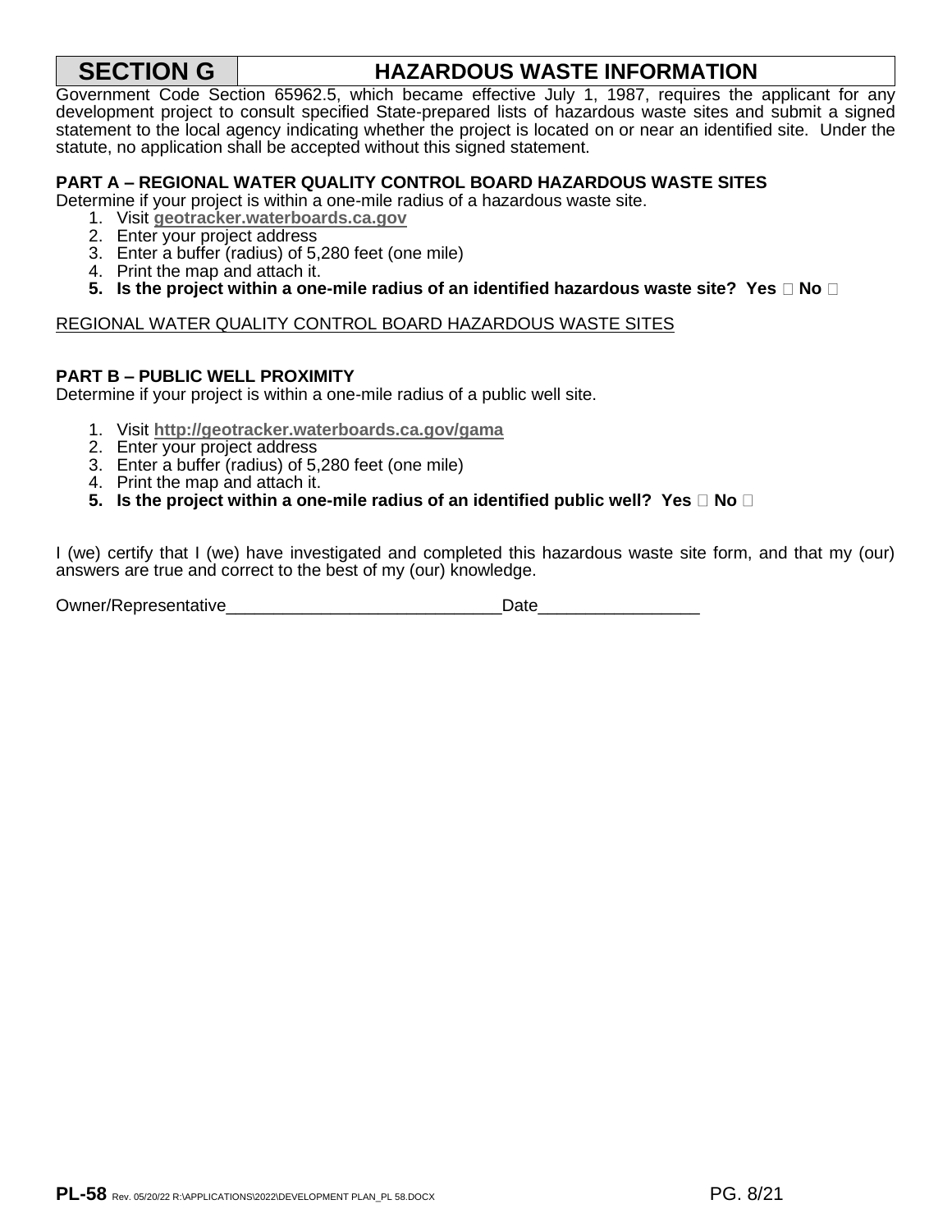## SECTION G | HAZARDOUS WASTE INFORMATION

Government Code Section 65962.5, which became effective July 1, 1987, requires the applicant for any development project to consult specified State-prepared lists of hazardous waste sites and submit a signed statement to the local agency indicating whether the project is located on or near an identified site. Under the statute, no application shall be accepted without this signed statement.

**PART A – REGIONAL WATER QUALITY CONTROL BOARD HAZARDOUS WASTE SITES**

Determine if your project is within a one-mile radius of a hazardous waste site.

1. Visit **geotracker.waterboards.ca.gov**
2. Enter your project address
3. Enter a buffer (radius) of 5,280 feet (one mile)
4. Print the map and attach it.
5. **Is the project within a one-mile radius of an identified hazardous waste site? Yes ☐ No ☐**

REGIONAL WATER QUALITY CONTROL BOARD HAZARDOUS WASTE SITES

**PART B – PUBLIC WELL PROXIMITY**

Determine if your project is within a one-mile radius of a public well site.

1. Visit **http://geotracker.waterboards.ca.gov/gama**
2. Enter your project address
3. Enter a buffer (radius) of 5,280 feet (one mile)
4. Print the map and attach it.
5. **Is the project within a one-mile radius of an identified public well? Yes ☐ No ☐**

I (we) certify that I (we) have investigated and completed this hazardous waste site form, and that my (our) answers are true and correct to the best of my (our) knowledge.

Owner/Representative_____________________________Date_________________

**PL-58** Rev. 05/20/22 R:\APPLICATIONS\2022\DEVELOPMENT PLAN_PL 58.DOCX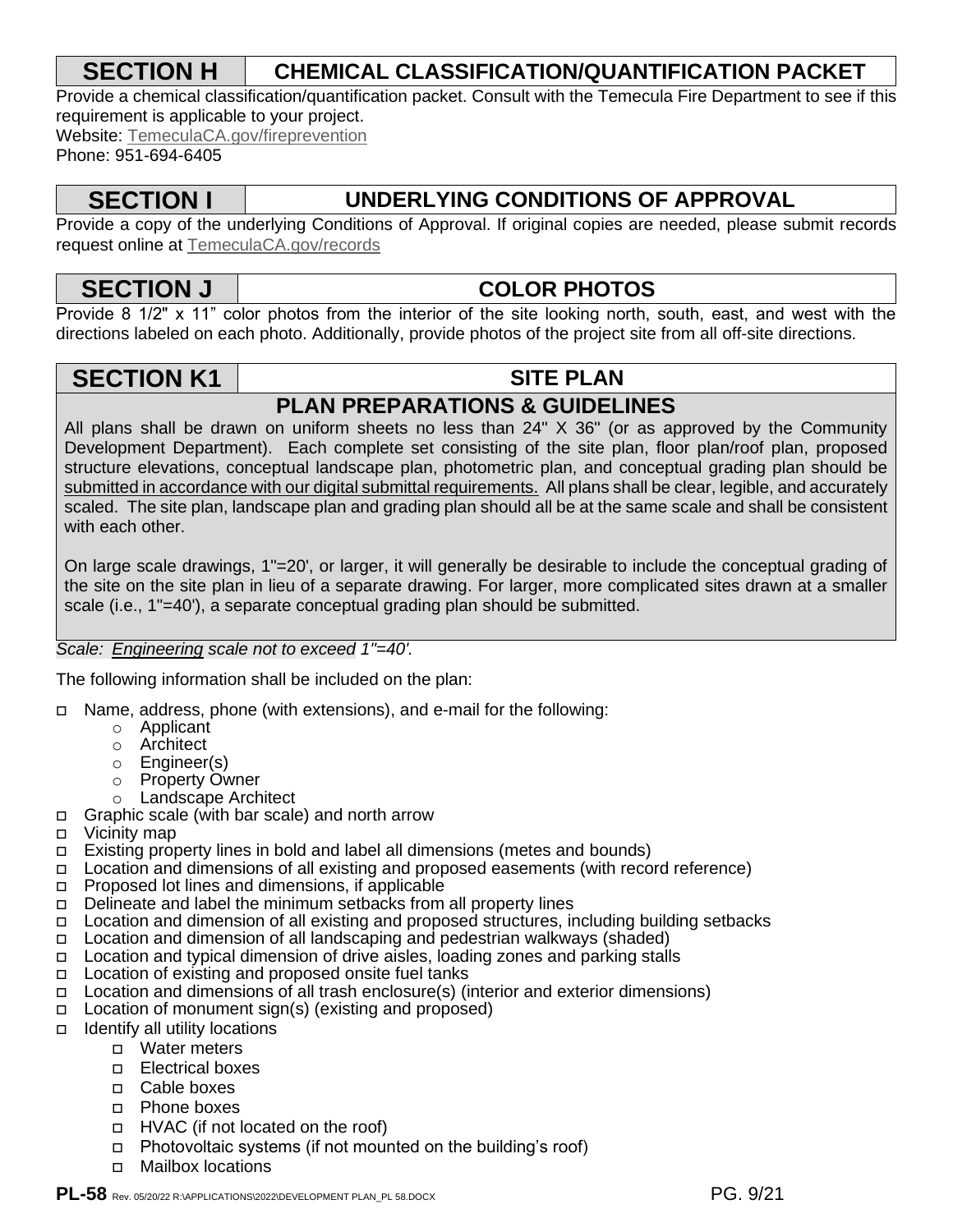## SECTION H — CHEMICAL CLASSIFICATION/QUANTIFICATION PACKET

Provide a chemical classification/quantification packet. Consult with the Temecula Fire Department to see if this requirement is applicable to your project.

Website: TemeculaCA.gov/fireprevention

Phone: 951-694-6405

## SECTION I — UNDERLYING CONDITIONS OF APPROVAL

Provide a copy of the underlying Conditions of Approval. If original copies are needed, please submit records request online at TemeculaCA.gov/records

## SECTION J — COLOR PHOTOS

Provide 8 1/2" x 11" color photos from the interior of the site looking north, south, east, and west with the directions labeled on each photo. Additionally, provide photos of the project site from all off-site directions.

## SECTION K1 — SITE PLAN

### PLAN PREPARATIONS & GUIDELINES

All plans shall be drawn on uniform sheets no less than 24" X 36" (or as approved by the Community Development Department). Each complete set consisting of the site plan, floor plan/roof plan, proposed structure elevations, conceptual landscape plan, photometric plan, and conceptual grading plan should be <u>submitted in accordance with our digital submittal requirements.</u> All plans shall be clear, legible, and accurately scaled. The site plan, landscape plan and grading plan should all be at the same scale and shall be consistent with each other.

On large scale drawings, 1"=20', or larger, it will generally be desirable to include the conceptual grading of the site on the site plan in lieu of a separate drawing. For larger, more complicated sites drawn at a smaller scale (i.e., 1"=40'), a separate conceptual grading plan should be submitted.

*Scale: <u>Engineering</u> scale not to exceed 1"=40'.*

The following information shall be included on the plan:

- ☐ Name, address, phone (with extensions), and e-mail for the following:
  - Applicant
  - Architect
  - Engineer(s)
  - Property Owner
  - Landscape Architect
- ☐ Graphic scale (with bar scale) and north arrow
- ☐ Vicinity map
- ☐ Existing property lines in bold and label all dimensions (metes and bounds)
- ☐ Location and dimensions of all existing and proposed easements (with record reference)
- ☐ Proposed lot lines and dimensions, if applicable
- ☐ Delineate and label the minimum setbacks from all property lines
- ☐ Location and dimension of all existing and proposed structures, including building setbacks
- ☐ Location and dimension of all landscaping and pedestrian walkways (shaded)
- ☐ Location and typical dimension of drive aisles, loading zones and parking stalls
- ☐ Location of existing and proposed onsite fuel tanks
- ☐ Location and dimensions of all trash enclosure(s) (interior and exterior dimensions)
- ☐ Location of monument sign(s) (existing and proposed)
- ☐ Identify all utility locations
  - ☐ Water meters
  - ☐ Electrical boxes
  - ☐ Cable boxes
  - ☐ Phone boxes
  - ☐ HVAC (if not located on the roof)
  - ☐ Photovoltaic systems (if not mounted on the building's roof)
  - ☐ Mailbox locations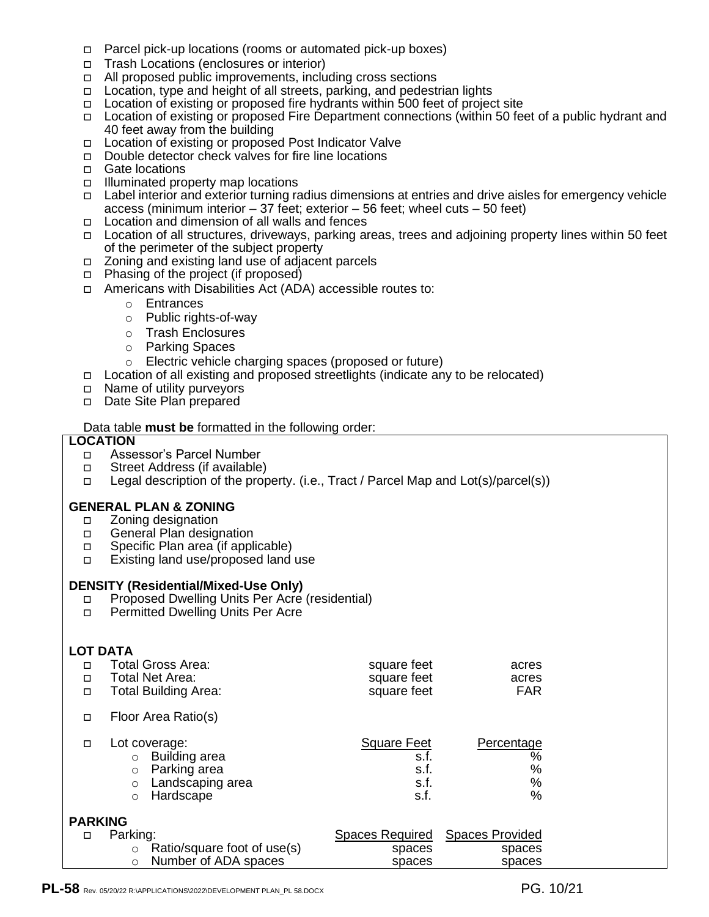- ☐ Parcel pick-up locations (rooms or automated pick-up boxes)
- ☐ Trash Locations (enclosures or interior)
- ☐ All proposed public improvements, including cross sections
- ☐ Location, type and height of all streets, parking, and pedestrian lights
- ☐ Location of existing or proposed fire hydrants within 500 feet of project site
- ☐ Location of existing or proposed Fire Department connections (within 50 feet of a public hydrant and 40 feet away from the building
- ☐ Location of existing or proposed Post Indicator Valve
- ☐ Double detector check valves for fire line locations
- ☐ Gate locations
- ☐ Illuminated property map locations
- ☐ Label interior and exterior turning radius dimensions at entries and drive aisles for emergency vehicle access (minimum interior – 37 feet; exterior – 56 feet; wheel cuts – 50 feet)
- ☐ Location and dimension of all walls and fences
- ☐ Location of all structures, driveways, parking areas, trees and adjoining property lines within 50 feet of the perimeter of the subject property
- ☐ Zoning and existing land use of adjacent parcels
- ☐ Phasing of the project (if proposed)
- ☐ Americans with Disabilities Act (ADA) accessible routes to:
  - Entrances
  - Public rights-of-way
  - Trash Enclosures
  - Parking Spaces
  - Electric vehicle charging spaces (proposed or future)
- ☐ Location of all existing and proposed streetlights (indicate any to be relocated)
- ☐ Name of utility purveyors
- ☐ Date Site Plan prepared

Data table **must be** formatted in the following order:

**LOCATION**

- ☐ Assessor's Parcel Number
- ☐ Street Address (if available)
- ☐ Legal description of the property. (i.e., Tract / Parcel Map and Lot(s)/parcel(s))

**GENERAL PLAN & ZONING**

- ☐ Zoning designation
- ☐ General Plan designation
- ☐ Specific Plan area (if applicable)
- ☐ Existing land use/proposed land use

**DENSITY (Residential/Mixed-Use Only)**

- ☐ Proposed Dwelling Units Per Acre (residential)
- ☐ Permitted Dwelling Units Per Acre

**LOT DATA**

| | | |
|---|---|---|
| ☐ Total Gross Area: | square feet | acres |
| ☐ Total Net Area: | square feet | acres |
| ☐ Total Building Area: | square feet | FAR |

- ☐ Floor Area Ratio(s)

| ☐ Lot coverage: | Square Feet | Percentage |
|---|---|---|
| ○ Building area | s.f. | % |
| ○ Parking area | s.f. | % |
| ○ Landscaping area | s.f. | % |
| ○ Hardscape | s.f. | % |

**PARKING**

| ☐ Parking: | Spaces Required | Spaces Provided |
|---|---|---|
| ○ Ratio/square foot of use(s) | spaces | spaces |
| ○ Number of ADA spaces | spaces | spaces |

**PL-58** Rev. 05/20/22 R:\APPLICATIONS\2022\DEVELOPMENT PLAN_PL 58.DOCX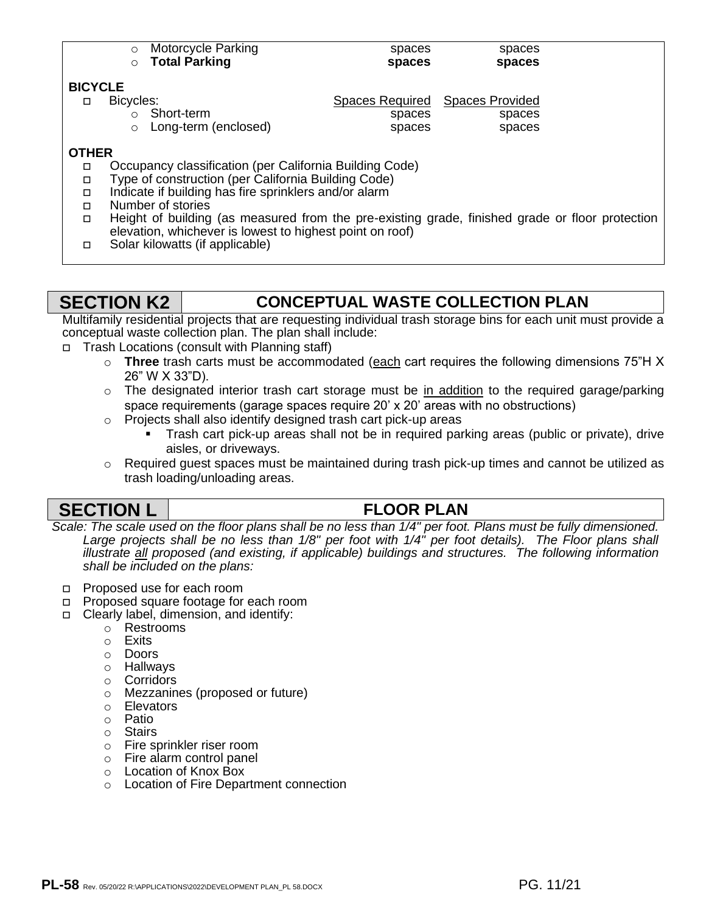| | Spaces Required | Spaces Provided |
|---|---|---|
| ○ Motorcycle Parking | spaces | spaces |
| ○ **Total Parking** | **spaces** | **spaces** |

**BICYCLE**

| ☐ Bicycles: | Spaces Required | Spaces Provided |
|---|---|---|
| ○ Short-term | spaces | spaces |
| ○ Long-term (enclosed) | spaces | spaces |

**OTHER**

- ☐ Occupancy classification (per California Building Code)
- ☐ Type of construction (per California Building Code)
- ☐ Indicate if building has fire sprinklers and/or alarm
- ☐ Number of stories
- ☐ Height of building (as measured from the pre-existing grade, finished grade or floor protection elevation, whichever is lowest to highest point on roof)
- ☐ Solar kilowatts (if applicable)

## SECTION K2 — CONCEPTUAL WASTE COLLECTION PLAN

Multifamily residential projects that are requesting individual trash storage bins for each unit must provide a conceptual waste collection plan. The plan shall include:

- ☐ Trash Locations (consult with Planning staff)
  - **Three** trash carts must be accommodated (each cart requires the following dimensions 75"H X 26" W X 33"D).
  - The designated interior trash cart storage must be in addition to the required garage/parking space requirements (garage spaces require 20' x 20' areas with no obstructions)
  - Projects shall also identify designed trash cart pick-up areas
    - Trash cart pick-up areas shall not be in required parking areas (public or private), drive aisles, or driveways.
  - Required guest spaces must be maintained during trash pick-up times and cannot be utilized as trash loading/unloading areas.

## SECTION L — FLOOR PLAN

*Scale: The scale used on the floor plans shall be no less than 1/4" per foot. Plans must be fully dimensioned. Large projects shall be no less than 1/8" per foot with 1/4" per foot details). The Floor plans shall illustrate all proposed (and existing, if applicable) buildings and structures. The following information shall be included on the plans:*

- ☐ Proposed use for each room
- ☐ Proposed square footage for each room
- ☐ Clearly label, dimension, and identify:
  - Restrooms
  - Exits
  - Doors
  - Hallways
  - Corridors
  - Mezzanines (proposed or future)
  - Elevators
  - Patio
  - Stairs
  - Fire sprinkler riser room
  - Fire alarm control panel
  - Location of Knox Box
  - Location of Fire Department connection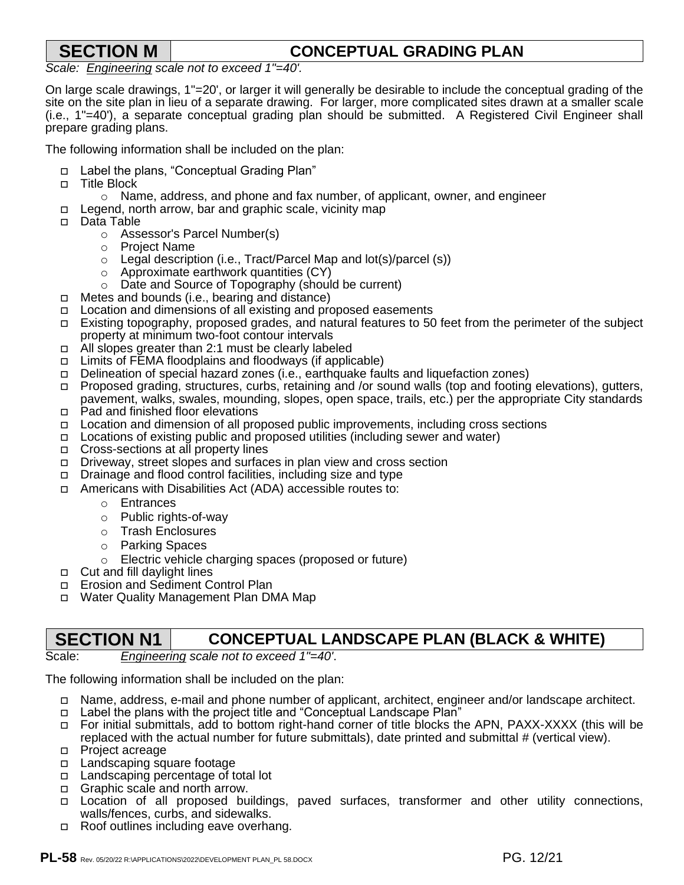## SECTION M — CONCEPTUAL GRADING PLAN

*Scale: Engineering scale not to exceed 1"=40'.*

On large scale drawings, 1"=20', or larger it will generally be desirable to include the conceptual grading of the site on the site plan in lieu of a separate drawing. For larger, more complicated sites drawn at a smaller scale (i.e., 1"=40'), a separate conceptual grading plan should be submitted. A Registered Civil Engineer shall prepare grading plans.

The following information shall be included on the plan:

- ☐ Label the plans, "Conceptual Grading Plan"
- ☐ Title Block
  - Name, address, and phone and fax number, of applicant, owner, and engineer
- ☐ Legend, north arrow, bar and graphic scale, vicinity map
- ☐ Data Table
  - Assessor's Parcel Number(s)
  - Project Name
  - Legal description (i.e., Tract/Parcel Map and lot(s)/parcel (s))
  - Approximate earthwork quantities (CY)
  - Date and Source of Topography (should be current)
- ☐ Metes and bounds (i.e., bearing and distance)
- ☐ Location and dimensions of all existing and proposed easements
- ☐ Existing topography, proposed grades, and natural features to 50 feet from the perimeter of the subject property at minimum two-foot contour intervals
- ☐ All slopes greater than 2:1 must be clearly labeled
- ☐ Limits of FEMA floodplains and floodways (if applicable)
- ☐ Delineation of special hazard zones (i.e., earthquake faults and liquefaction zones)
- ☐ Proposed grading, structures, curbs, retaining and /or sound walls (top and footing elevations), gutters, pavement, walks, swales, mounding, slopes, open space, trails, etc.) per the appropriate City standards
- ☐ Pad and finished floor elevations
- ☐ Location and dimension of all proposed public improvements, including cross sections
- ☐ Locations of existing public and proposed utilities (including sewer and water)
- ☐ Cross-sections at all property lines
- ☐ Driveway, street slopes and surfaces in plan view and cross section
- ☐ Drainage and flood control facilities, including size and type
- ☐ Americans with Disabilities Act (ADA) accessible routes to:
  - Entrances
  - Public rights-of-way
  - Trash Enclosures
  - Parking Spaces
  - Electric vehicle charging spaces (proposed or future)
- ☐ Cut and fill daylight lines
- ☐ Erosion and Sediment Control Plan
- ☐ Water Quality Management Plan DMA Map

## SECTION N1 — CONCEPTUAL LANDSCAPE PLAN (BLACK & WHITE)

Scale: *Engineering scale not to exceed 1"=40'.*

The following information shall be included on the plan:

- ☐ Name, address, e-mail and phone number of applicant, architect, engineer and/or landscape architect.
- ☐ Label the plans with the project title and "Conceptual Landscape Plan"
- ☐ For initial submittals, add to bottom right-hand corner of title blocks the APN, PAXX-XXXX (this will be replaced with the actual number for future submittals), date printed and submittal # (vertical view).
- ☐ Project acreage
- ☐ Landscaping square footage
- ☐ Landscaping percentage of total lot
- ☐ Graphic scale and north arrow.
- ☐ Location of all proposed buildings, paved surfaces, transformer and other utility connections, walls/fences, curbs, and sidewalks.
- ☐ Roof outlines including eave overhang.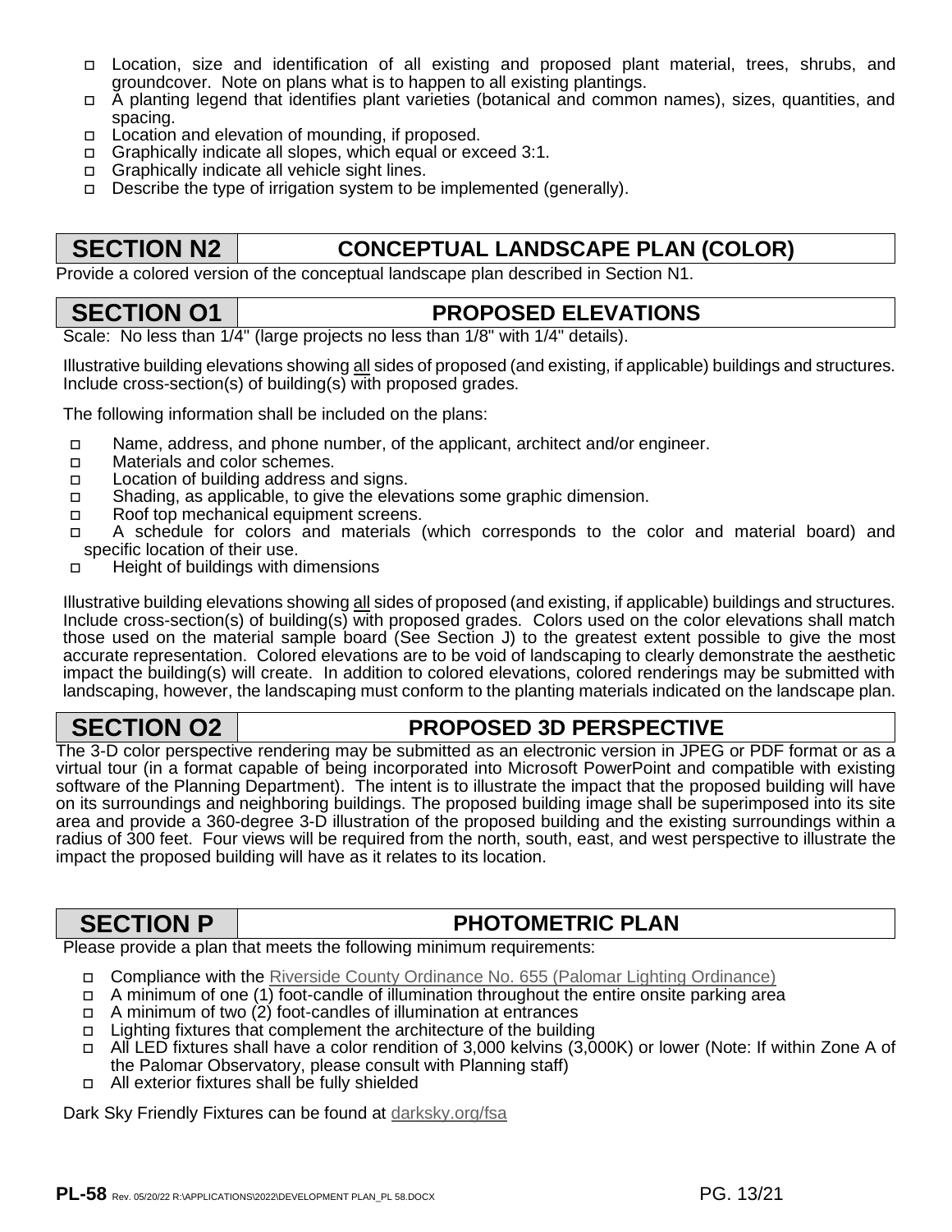- ☐ Location, size and identification of all existing and proposed plant material, trees, shrubs, and groundcover. Note on plans what is to happen to all existing plantings.
- ☐ A planting legend that identifies plant varieties (botanical and common names), sizes, quantities, and spacing.
- ☐ Location and elevation of mounding, if proposed.
- ☐ Graphically indicate all slopes, which equal or exceed 3:1.
- ☐ Graphically indicate all vehicle sight lines.
- ☐ Describe the type of irrigation system to be implemented (generally).

## SECTION N2 — CONCEPTUAL LANDSCAPE PLAN (COLOR)

Provide a colored version of the conceptual landscape plan described in Section N1.

## SECTION O1 — PROPOSED ELEVATIONS

Scale: No less than 1/4" (large projects no less than 1/8" with 1/4" details).

Illustrative building elevations showing <u>all</u> sides of proposed (and existing, if applicable) buildings and structures. Include cross-section(s) of building(s) with proposed grades.

The following information shall be included on the plans:

- ☐ Name, address, and phone number, of the applicant, architect and/or engineer.
- ☐ Materials and color schemes.
- ☐ Location of building address and signs.
- ☐ Shading, as applicable, to give the elevations some graphic dimension.
- ☐ Roof top mechanical equipment screens.
- ☐ A schedule for colors and materials (which corresponds to the color and material board) and specific location of their use.
- ☐ Height of buildings with dimensions

Illustrative building elevations showing <u>all</u> sides of proposed (and existing, if applicable) buildings and structures. Include cross-section(s) of building(s) with proposed grades. Colors used on the color elevations shall match those used on the material sample board (See Section J) to the greatest extent possible to give the most accurate representation. Colored elevations are to be void of landscaping to clearly demonstrate the aesthetic impact the building(s) will create. In addition to colored elevations, colored renderings may be submitted with landscaping, however, the landscaping must conform to the planting materials indicated on the landscape plan.

## SECTION O2 — PROPOSED 3D PERSPECTIVE

The 3-D color perspective rendering may be submitted as an electronic version in JPEG or PDF format or as a virtual tour (in a format capable of being incorporated into Microsoft PowerPoint and compatible with existing software of the Planning Department). The intent is to illustrate the impact that the proposed building will have on its surroundings and neighboring buildings. The proposed building image shall be superimposed into its site area and provide a 360-degree 3-D illustration of the proposed building and the existing surroundings within a radius of 300 feet. Four views will be required from the north, south, east, and west perspective to illustrate the impact the proposed building will have as it relates to its location.

## SECTION P — PHOTOMETRIC PLAN

Please provide a plan that meets the following minimum requirements:

- ☐ Compliance with the Riverside County Ordinance No. 655 (Palomar Lighting Ordinance)
- ☐ A minimum of one (1) foot-candle of illumination throughout the entire onsite parking area
- ☐ A minimum of two (2) foot-candles of illumination at entrances
- ☐ Lighting fixtures that complement the architecture of the building
- ☐ All LED fixtures shall have a color rendition of 3,000 kelvins (3,000K) or lower (Note: If within Zone A of the Palomar Observatory, please consult with Planning staff)
- ☐ All exterior fixtures shall be fully shielded

Dark Sky Friendly Fixtures can be found at darksky.org/fsa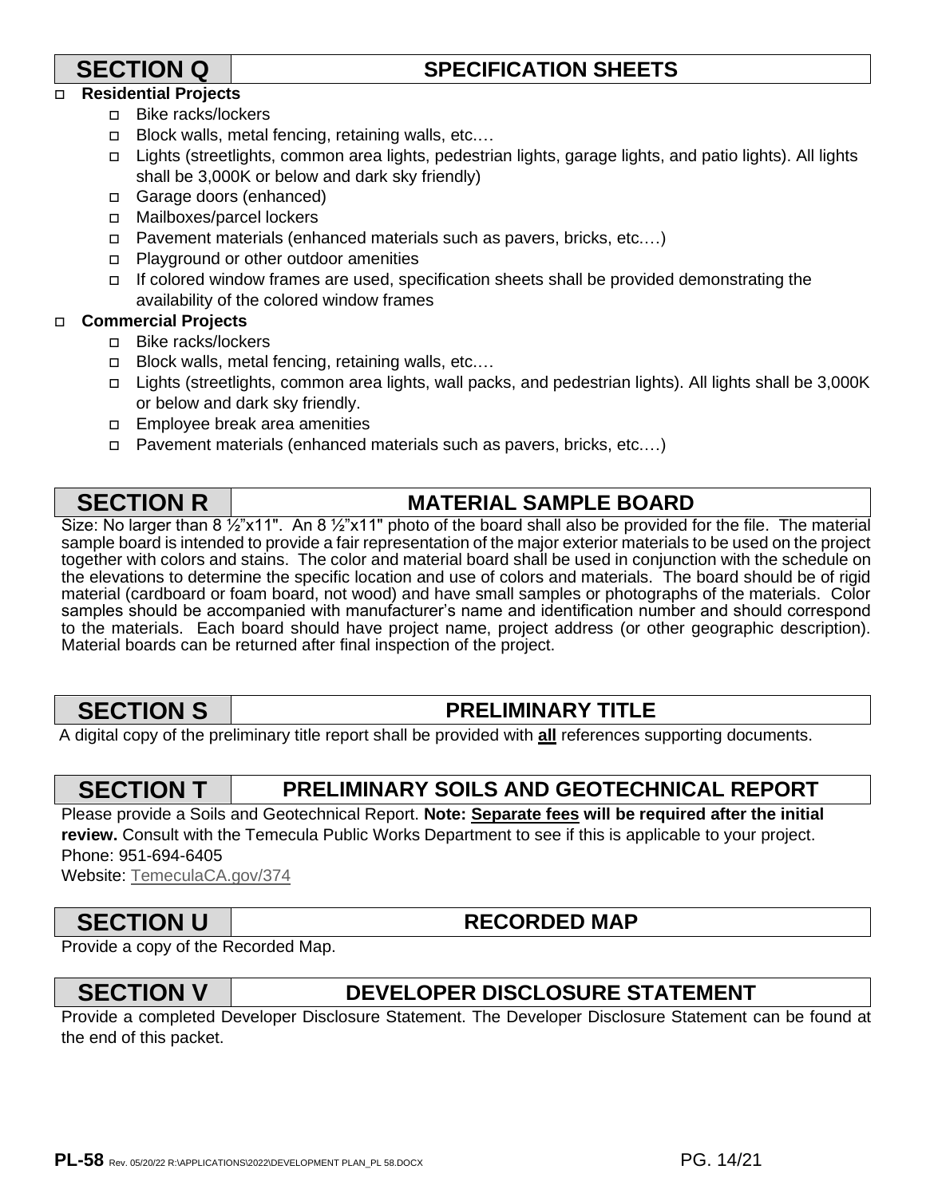## SECTION Q — SPECIFICATION SHEETS

- **Residential Projects**
  - Bike racks/lockers
  - Block walls, metal fencing, retaining walls, etc.…
  - Lights (streetlights, common area lights, pedestrian lights, garage lights, and patio lights). All lights shall be 3,000K or below and dark sky friendly)
  - Garage doors (enhanced)
  - Mailboxes/parcel lockers
  - Pavement materials (enhanced materials such as pavers, bricks, etc.…)
  - Playground or other outdoor amenities
  - If colored window frames are used, specification sheets shall be provided demonstrating the availability of the colored window frames
- **Commercial Projects**
  - Bike racks/lockers
  - Block walls, metal fencing, retaining walls, etc.…
  - Lights (streetlights, common area lights, wall packs, and pedestrian lights). All lights shall be 3,000K or below and dark sky friendly.
  - Employee break area amenities
  - Pavement materials (enhanced materials such as pavers, bricks, etc.…)

## SECTION R — MATERIAL SAMPLE BOARD

Size: No larger than 8 ½"x11". An 8 ½"x11" photo of the board shall also be provided for the file. The material sample board is intended to provide a fair representation of the major exterior materials to be used on the project together with colors and stains. The color and material board shall be used in conjunction with the schedule on the elevations to determine the specific location and use of colors and materials. The board should be of rigid material (cardboard or foam board, not wood) and have small samples or photographs of the materials. Color samples should be accompanied with manufacturer's name and identification number and should correspond to the materials. Each board should have project name, project address (or other geographic description). Material boards can be returned after final inspection of the project.

## SECTION S — PRELIMINARY TITLE

A digital copy of the preliminary title report shall be provided with **all** references supporting documents.

## SECTION T — PRELIMINARY SOILS AND GEOTECHNICAL REPORT

Please provide a Soils and Geotechnical Report. **Note: Separate fees will be required after the initial review.** Consult with the Temecula Public Works Department to see if this is applicable to your project.
Phone: 951-694-6405
Website: TemeculaCA.gov/374

## SECTION U — RECORDED MAP

Provide a copy of the Recorded Map.

## SECTION V — DEVELOPER DISCLOSURE STATEMENT

Provide a completed Developer Disclosure Statement. The Developer Disclosure Statement can be found at the end of this packet.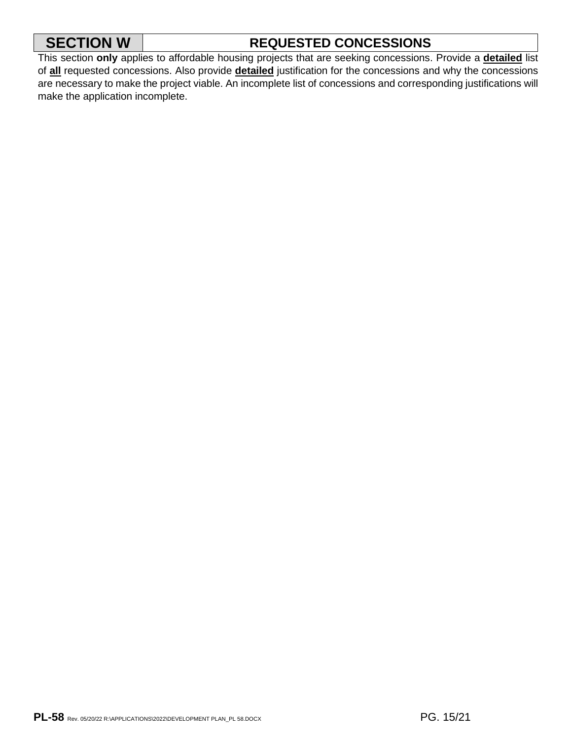## SECTION W — REQUESTED CONCESSIONS

This section **only** applies to affordable housing projects that are seeking concessions. Provide a **detailed** list of **all** requested concessions. Also provide **detailed** justification for the concessions and why the concessions are necessary to make the project viable. An incomplete list of concessions and corresponding justifications will make the application incomplete.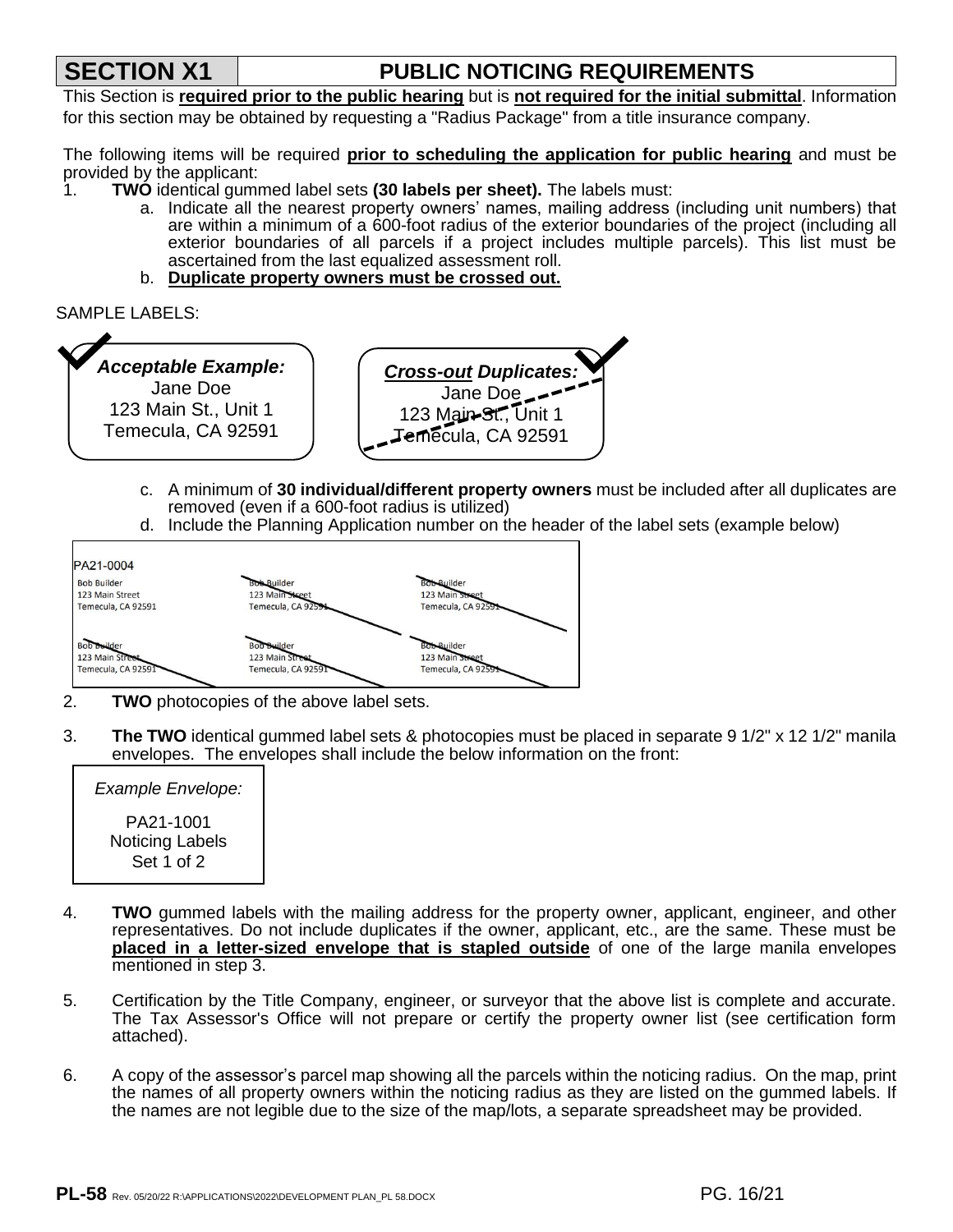# SECTION X1 — PUBLIC NOTICING REQUIREMENTS

This Section is **required prior to the public hearing** but is **not required for the initial submittal**. Information for this section may be obtained by requesting a "Radius Package" from a title insurance company.

The following items will be required **prior to scheduling the application for public hearing** and must be provided by the applicant:

1. **TWO** identical gummed label sets **(30 labels per sheet).** The labels must:
   a. Indicate all the nearest property owners' names, mailing address (including unit numbers) that are within a minimum of a 600-foot radius of the exterior boundaries of the project (including all exterior boundaries of all parcels if a project includes multiple parcels). This list must be ascertained from the last equalized assessment roll.
   b. **Duplicate property owners must be crossed out.**

SAMPLE LABELS:

| ***Acceptable Example:*** | ***Cross-out Duplicates:*** |
|---|---|
| Jane Doe<br>123 Main St., Unit 1<br>Temecula, CA 92591 | ~~Jane Doe<br>123 Main St., Unit 1<br>Temecula, CA 92591~~ |

   c. A minimum of **30 individual/different property owners** must be included after all duplicates are removed (even if a 600-foot radius is utilized)
   d. Include the Planning Application number on the header of the label sets (example below)

PA21-0004

| | | |
|---|---|---|
| Bob Builder<br>123 Main Street<br>Temecula, CA 92591 | ~~Bob Builder<br>123 Main Street<br>Temecula, CA 92591~~ | ~~Bob Builder<br>123 Main Street<br>Temecula, CA 92591~~ |
| ~~Bob Builder<br>123 Main Street<br>Temecula, CA 92591~~ | ~~Bob Builder<br>123 Main Street<br>Temecula, CA 92591~~ | ~~Bob Builder<br>123 Main Street<br>Temecula, CA 92591~~ |

2. **TWO** photocopies of the above label sets.

3. **The TWO** identical gummed label sets & photocopies must be placed in separate 9 1/2" x 12 1/2" manila envelopes. The envelopes shall include the below information on the front:

   *Example Envelope:*

   PA21-1001
   Noticing Labels
   Set 1 of 2

4. **TWO** gummed labels with the mailing address for the property owner, applicant, engineer, and other representatives. Do not include duplicates if the owner, applicant, etc., are the same. These must be **placed in a letter-sized envelope that is stapled outside** of one of the large manila envelopes mentioned in step 3.

5. Certification by the Title Company, engineer, or surveyor that the above list is complete and accurate. The Tax Assessor's Office will not prepare or certify the property owner list (see certification form attached).

6. A copy of the assessor's parcel map showing all the parcels within the noticing radius. On the map, print the names of all property owners within the noticing radius as they are listed on the gummed labels. If the names are not legible due to the size of the map/lots, a separate spreadsheet may be provided.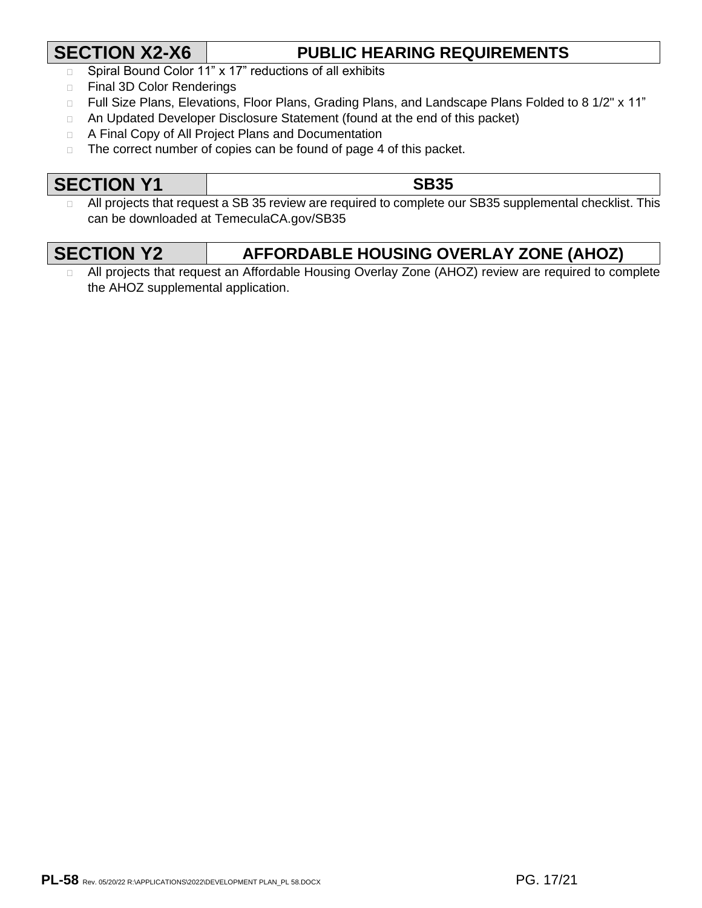## SECTION X2-X6 — PUBLIC HEARING REQUIREMENTS

- ☐ Spiral Bound Color 11" x 17" reductions of all exhibits
- ☐ Final 3D Color Renderings
- ☐ Full Size Plans, Elevations, Floor Plans, Grading Plans, and Landscape Plans Folded to 8 1/2" x 11"
- ☐ An Updated Developer Disclosure Statement (found at the end of this packet)
- ☐ A Final Copy of All Project Plans and Documentation
- ☐ The correct number of copies can be found of page 4 of this packet.

## SECTION Y1 — SB35

- ☐ All projects that request a SB 35 review are required to complete our SB35 supplemental checklist. This can be downloaded at TemeculaCA.gov/SB35

## SECTION Y2 — AFFORDABLE HOUSING OVERLAY ZONE (AHOZ)

- ☐ All projects that request an Affordable Housing Overlay Zone (AHOZ) review are required to complete the AHOZ supplemental application.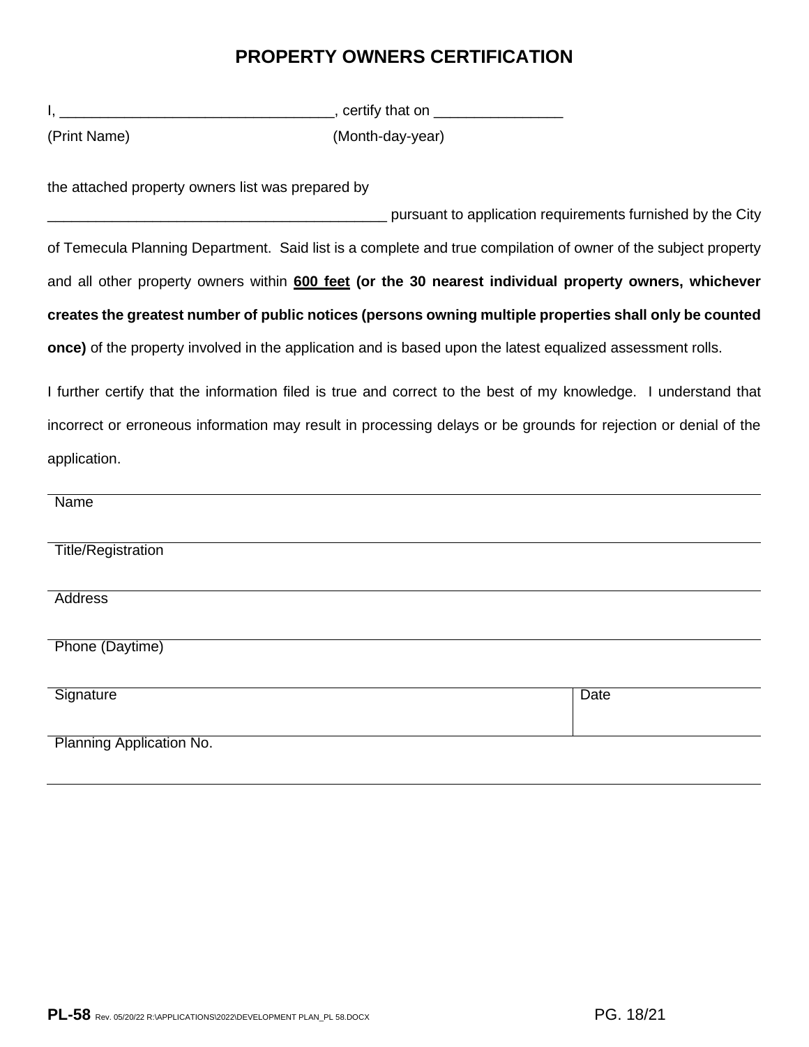# PROPERTY OWNERS CERTIFICATION

I, ___________________________________, certify that on ________________

(Print Name) (Month-day-year)

the attached property owners list was prepared by

_____________________________________________ pursuant to application requirements furnished by the City of Temecula Planning Department. Said list is a complete and true compilation of owner of the subject property and all other property owners within **600 feet (or the 30 nearest individual property owners, whichever creates the greatest number of public notices (persons owning multiple properties shall only be counted once)** of the property involved in the application and is based upon the latest equalized assessment rolls.

I further certify that the information filed is true and correct to the best of my knowledge. I understand that incorrect or erroneous information may result in processing delays or be grounds for rejection or denial of the application.

| | |
|---|---|
| Name | |
| Title/Registration | |
| Address | |
| Phone (Daytime) | |
| Signature | Date |
| Planning Application No. | |

**PL-58** Rev. 05/20/22 R:\APPLICATIONS\2022\DEVELOPMENT PLAN_PL 58.DOCX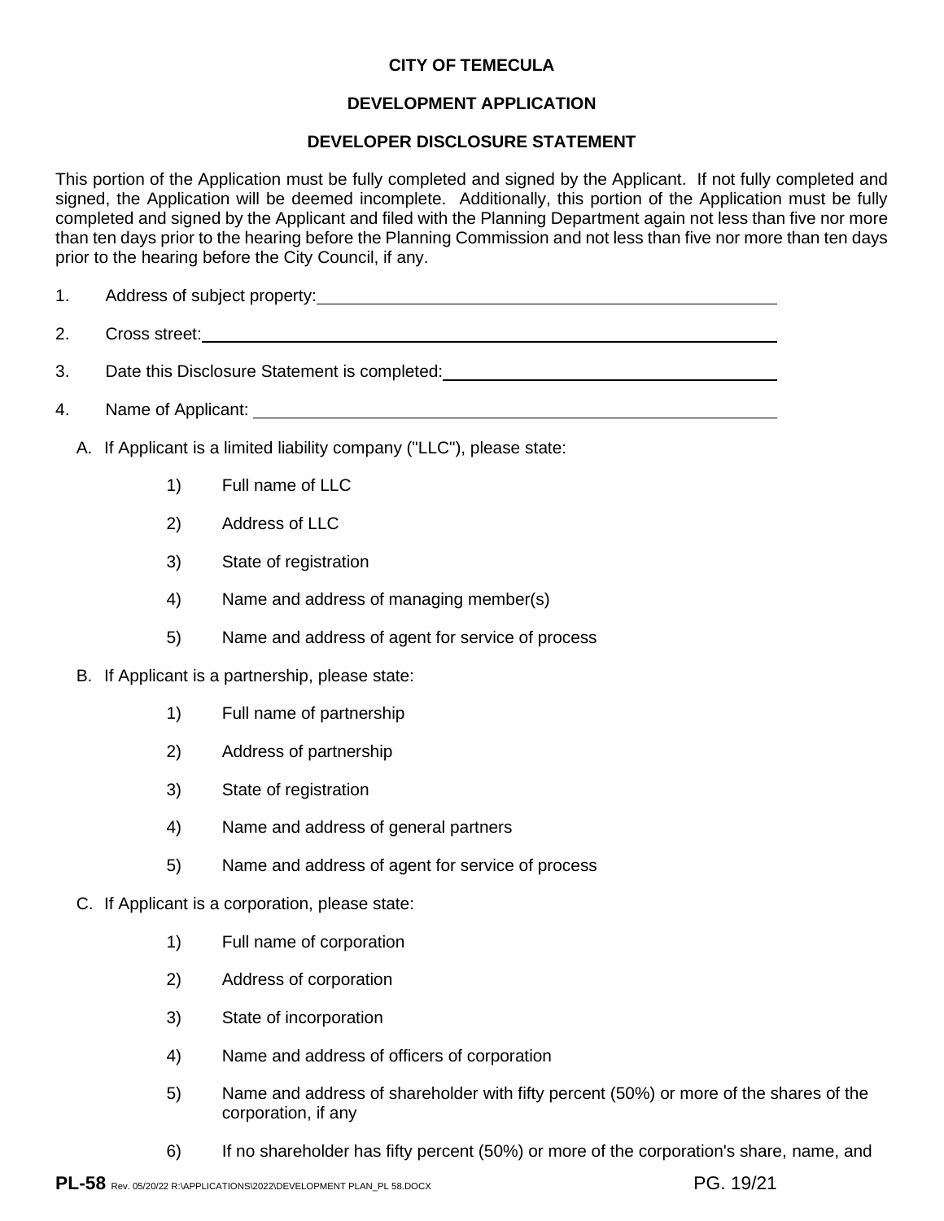**CITY OF TEMECULA**

**DEVELOPMENT APPLICATION**

**DEVELOPER DISCLOSURE STATEMENT**

This portion of the Application must be fully completed and signed by the Applicant. If not fully completed and signed, the Application will be deemed incomplete. Additionally, this portion of the Application must be fully completed and signed by the Applicant and filed with the Planning Department again not less than five nor more than ten days prior to the hearing before the Planning Commission and not less than five nor more than ten days prior to the hearing before the City Council, if any.

1. Address of subject property: ______________________________

2. Cross street: ______________________________

3. Date this Disclosure Statement is completed: ______________________________

4. Name of Applicant: ______________________________

   A. If Applicant is a limited liability company ("LLC"), please state:

      1) Full name of LLC

      2) Address of LLC

      3) State of registration

      4) Name and address of managing member(s)

      5) Name and address of agent for service of process

   B. If Applicant is a partnership, please state:

      1) Full name of partnership

      2) Address of partnership

      3) State of registration

      4) Name and address of general partners

      5) Name and address of agent for service of process

   C. If Applicant is a corporation, please state:

      1) Full name of corporation

      2) Address of corporation

      3) State of incorporation

      4) Name and address of officers of corporation

      5) Name and address of shareholder with fifty percent (50%) or more of the shares of the corporation, if any

      6) If no shareholder has fifty percent (50%) or more of the corporation's share, name, and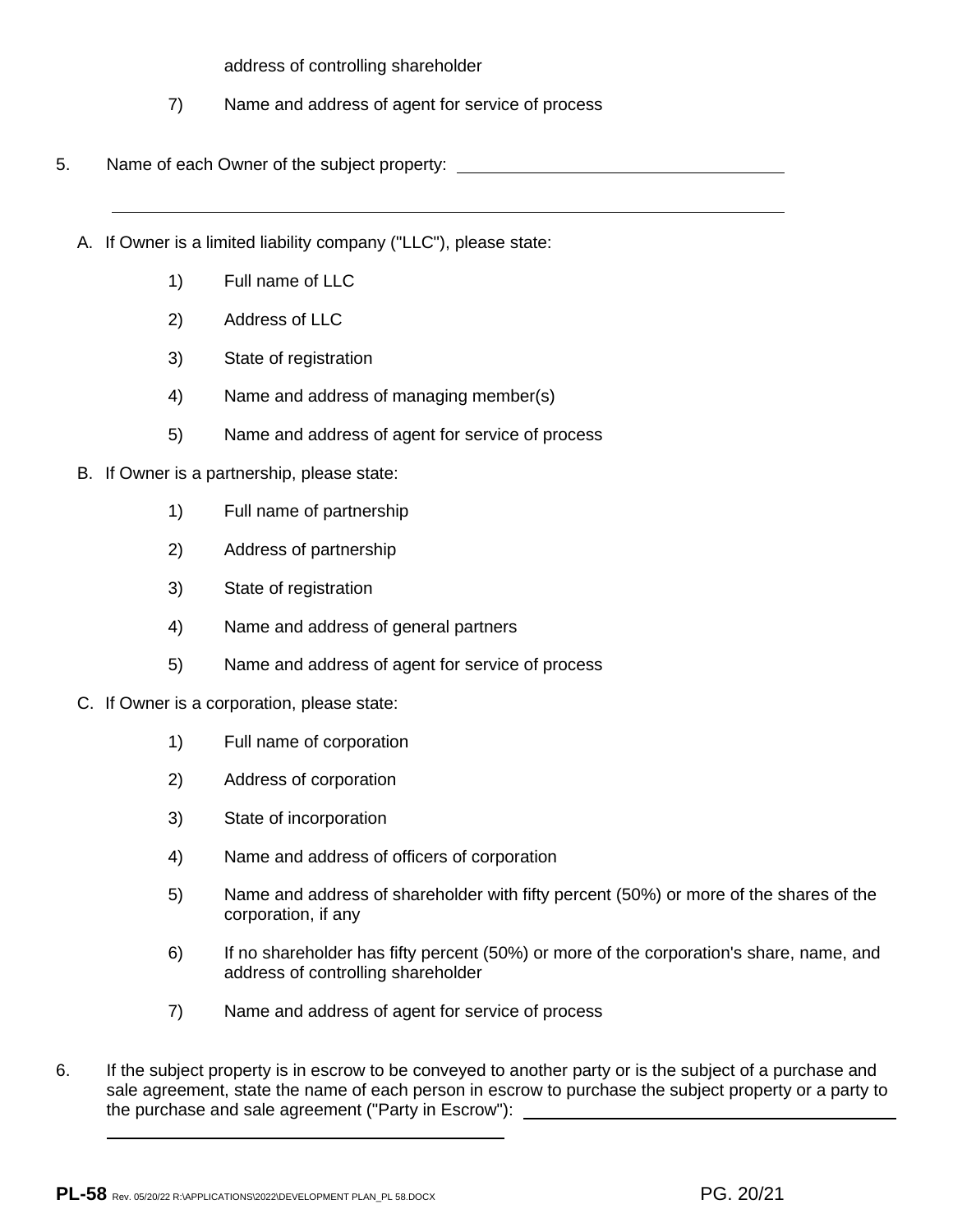address of controlling shareholder

7) Name and address of agent for service of process

5. Name of each Owner of the subject property: \_\_\_\_\_\_\_\_\_\_\_\_\_\_\_\_\_\_\_\_\_\_\_\_\_\_\_\_\_\_\_\_\_\_

\_\_\_\_\_\_\_\_\_\_\_\_\_\_\_\_\_\_\_\_\_\_\_\_\_\_\_\_\_\_\_\_\_\_\_\_\_\_\_\_\_\_\_\_\_\_\_\_\_\_\_\_\_\_\_\_\_\_\_\_\_\_\_\_\_\_\_\_\_\_\_\_\_\_

A. If Owner is a limited liability company ("LLC"), please state:

1) Full name of LLC

2) Address of LLC

3) State of registration

4) Name and address of managing member(s)

5) Name and address of agent for service of process

B. If Owner is a partnership, please state:

1) Full name of partnership

2) Address of partnership

3) State of registration

4) Name and address of general partners

5) Name and address of agent for service of process

C. If Owner is a corporation, please state:

1) Full name of corporation

2) Address of corporation

3) State of incorporation

4) Name and address of officers of corporation

5) Name and address of shareholder with fifty percent (50%) or more of the shares of the corporation, if any

6) If no shareholder has fifty percent (50%) or more of the corporation's share, name, and address of controlling shareholder

7) Name and address of agent for service of process

6. If the subject property is in escrow to be conveyed to another party or is the subject of a purchase and sale agreement, state the name of each person in escrow to purchase the subject property or a party to the purchase and sale agreement ("Party in Escrow"): \_\_\_\_\_\_\_\_\_\_\_\_\_\_\_\_\_\_\_\_\_\_\_\_\_\_\_\_\_\_\_\_\_\_\_\_\_\_

\_\_\_\_\_\_\_\_\_\_\_\_\_\_\_\_\_\_\_\_\_\_\_\_\_\_\_\_\_\_\_\_\_\_\_\_\_\_\_\_\_\_\_\_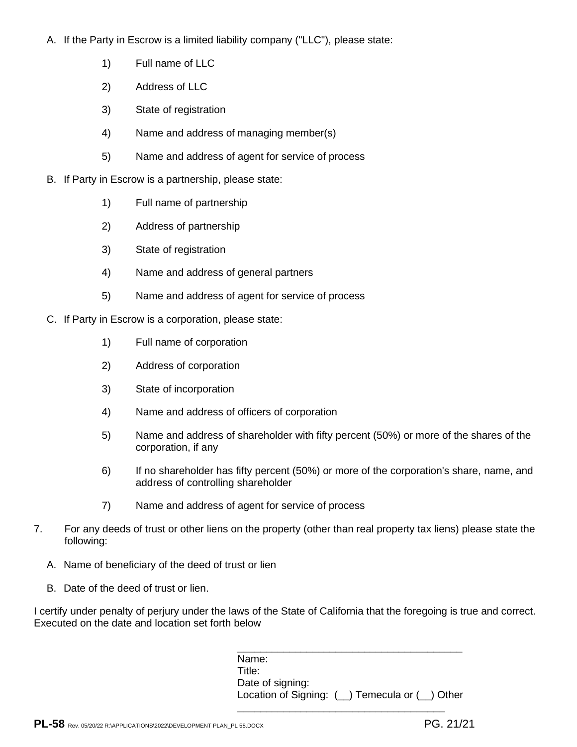A. If the Party in Escrow is a limited liability company ("LLC"), please state:

1) Full name of LLC

2) Address of LLC

3) State of registration

4) Name and address of managing member(s)

5) Name and address of agent for service of process

B. If Party in Escrow is a partnership, please state:

1) Full name of partnership

2) Address of partnership

3) State of registration

4) Name and address of general partners

5) Name and address of agent for service of process

C. If Party in Escrow is a corporation, please state:

1) Full name of corporation

2) Address of corporation

3) State of incorporation

4) Name and address of officers of corporation

5) Name and address of shareholder with fifty percent (50%) or more of the shares of the corporation, if any

6) If no shareholder has fifty percent (50%) or more of the corporation's share, name, and address of controlling shareholder

7) Name and address of agent for service of process

7. For any deeds of trust or other liens on the property (other than real property tax liens) please state the following:

A. Name of beneficiary of the deed of trust or lien

B. Date of the deed of trust or lien.

I certify under penalty of perjury under the laws of the State of California that the foregoing is true and correct. Executed on the date and location set forth below

______________________________________

Name:

Title:

Date of signing:

Location of Signing: (__) Temecula or (__) Other

______________________________________

**PL-58** Rev. 05/20/22 R:\APPLICATIONS\2022\DEVELOPMENT PLAN_PL 58.DOCX